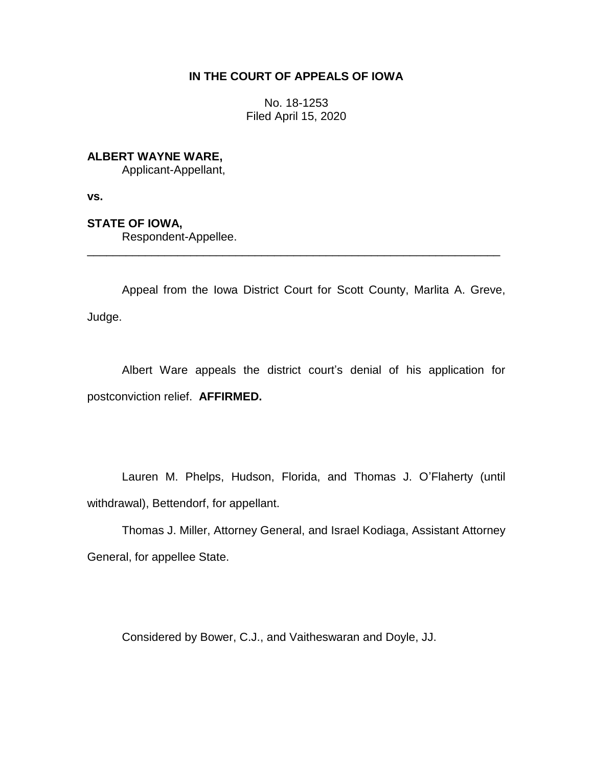**IN THE COURT OF APPEALS OF IOWA**

No. 18-1253
Filed April 15, 2020

**ALBERT WAYNE WARE,**
Applicant-Appellant,

**vs.**

**STATE OF IOWA,**
Respondent-Appellee.

---

Appeal from the Iowa District Court for Scott County, Marlita A. Greve, Judge.

Albert Ware appeals the district court's denial of his application for postconviction relief. **AFFIRMED.**

Lauren M. Phelps, Hudson, Florida, and Thomas J. O'Flaherty (until withdrawal), Bettendorf, for appellant.

Thomas J. Miller, Attorney General, and Israel Kodiaga, Assistant Attorney General, for appellee State.

Considered by Bower, C.J., and Vaitheswaran and Doyle, JJ.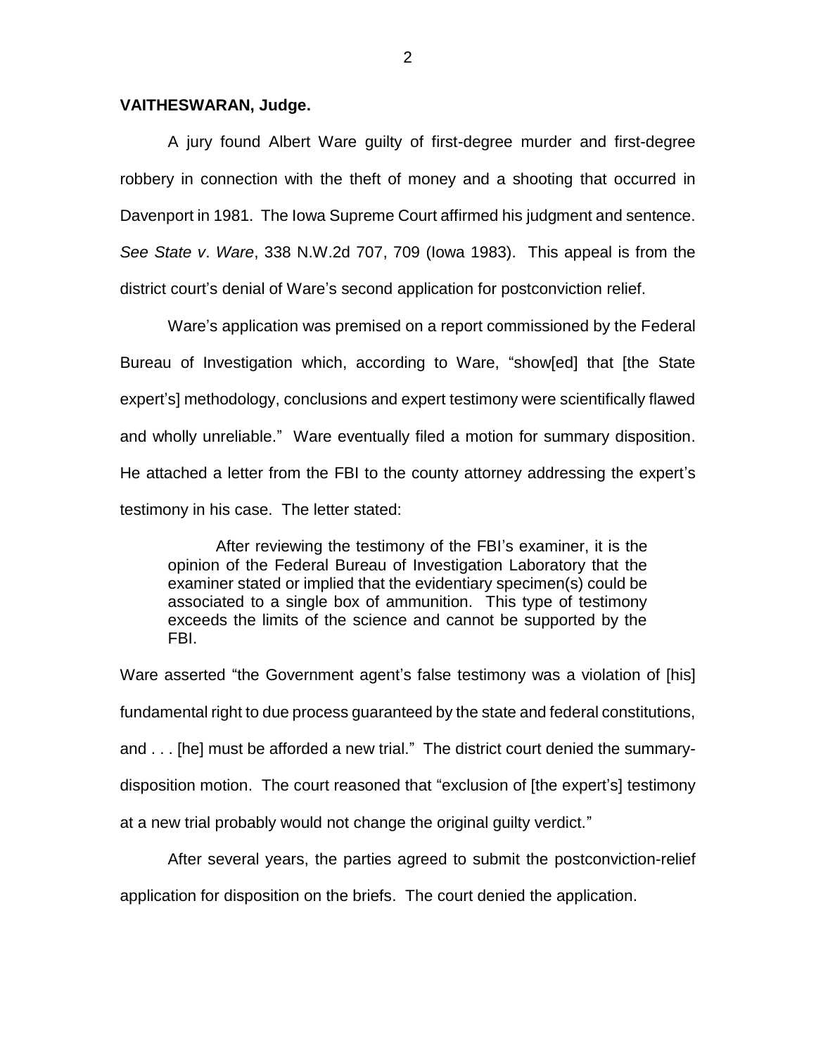**VAITHESWARAN, Judge.**

A jury found Albert Ware guilty of first-degree murder and first-degree robbery in connection with the theft of money and a shooting that occurred in Davenport in 1981. The Iowa Supreme Court affirmed his judgment and sentence. *See State v. Ware*, 338 N.W.2d 707, 709 (Iowa 1983). This appeal is from the district court's denial of Ware's second application for postconviction relief.

Ware's application was premised on a report commissioned by the Federal Bureau of Investigation which, according to Ware, "show[ed] that [the State expert's] methodology, conclusions and expert testimony were scientifically flawed and wholly unreliable." Ware eventually filed a motion for summary disposition. He attached a letter from the FBI to the county attorney addressing the expert's testimony in his case. The letter stated:

> After reviewing the testimony of the FBI's examiner, it is the opinion of the Federal Bureau of Investigation Laboratory that the examiner stated or implied that the evidentiary specimen(s) could be associated to a single box of ammunition. This type of testimony exceeds the limits of the science and cannot be supported by the FBI.

Ware asserted "the Government agent's false testimony was a violation of [his] fundamental right to due process guaranteed by the state and federal constitutions, and . . . [he] must be afforded a new trial." The district court denied the summary-disposition motion. The court reasoned that "exclusion of [the expert's] testimony at a new trial probably would not change the original guilty verdict."

After several years, the parties agreed to submit the postconviction-relief application for disposition on the briefs. The court denied the application.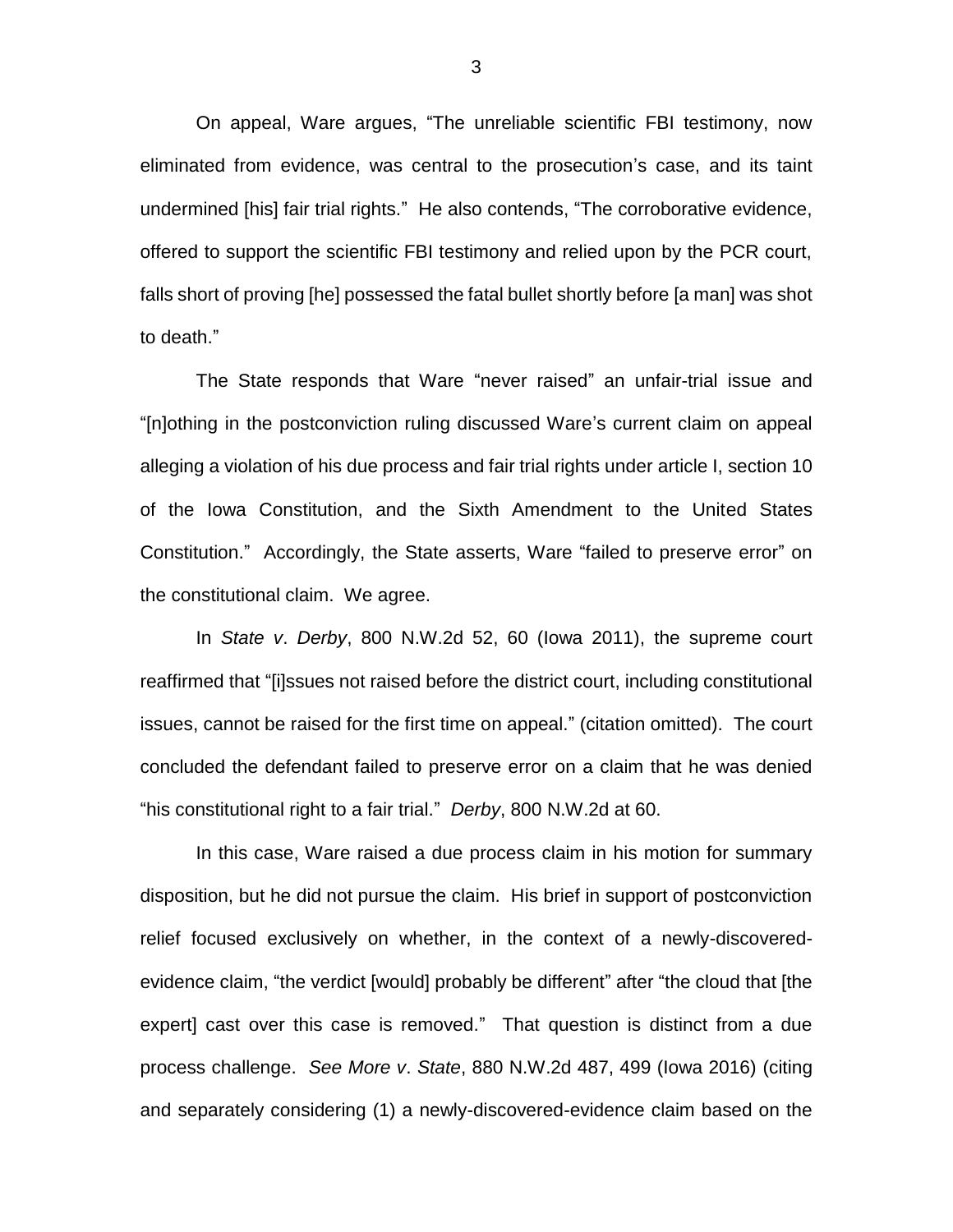On appeal, Ware argues, "The unreliable scientific FBI testimony, now eliminated from evidence, was central to the prosecution's case, and its taint undermined [his] fair trial rights." He also contends, "The corroborative evidence, offered to support the scientific FBI testimony and relied upon by the PCR court, falls short of proving [he] possessed the fatal bullet shortly before [a man] was shot to death."

The State responds that Ware "never raised" an unfair-trial issue and "[n]othing in the postconviction ruling discussed Ware's current claim on appeal alleging a violation of his due process and fair trial rights under article I, section 10 of the Iowa Constitution, and the Sixth Amendment to the United States Constitution." Accordingly, the State asserts, Ware "failed to preserve error" on the constitutional claim. We agree.

In *State v. Derby*, 800 N.W.2d 52, 60 (Iowa 2011), the supreme court reaffirmed that "[i]ssues not raised before the district court, including constitutional issues, cannot be raised for the first time on appeal." (citation omitted). The court concluded the defendant failed to preserve error on a claim that he was denied "his constitutional right to a fair trial." *Derby*, 800 N.W.2d at 60.

In this case, Ware raised a due process claim in his motion for summary disposition, but he did not pursue the claim. His brief in support of postconviction relief focused exclusively on whether, in the context of a newly-discovered-evidence claim, "the verdict [would] probably be different" after "the cloud that [the expert] cast over this case is removed." That question is distinct from a due process challenge. *See More v. State*, 880 N.W.2d 487, 499 (Iowa 2016) (citing and separately considering (1) a newly-discovered-evidence claim based on the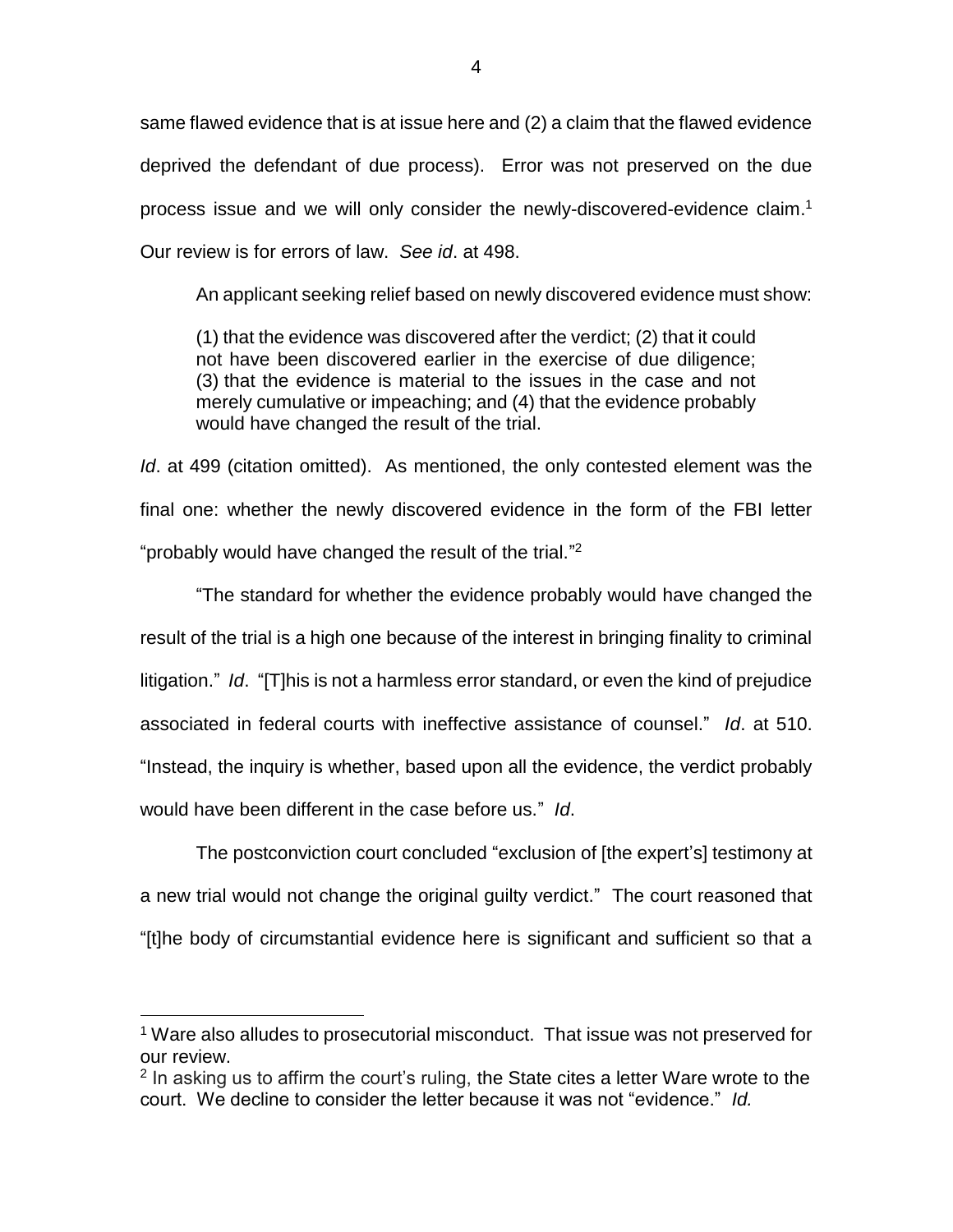same flawed evidence that is at issue here and (2) a claim that the flawed evidence deprived the defendant of due process). Error was not preserved on the due process issue and we will only consider the newly-discovered-evidence claim.[1] Our review is for errors of law. *See id*. at 498.

An applicant seeking relief based on newly discovered evidence must show:

> (1) that the evidence was discovered after the verdict; (2) that it could not have been discovered earlier in the exercise of due diligence; (3) that the evidence is material to the issues in the case and not merely cumulative or impeaching; and (4) that the evidence probably would have changed the result of the trial.

*Id*. at 499 (citation omitted). As mentioned, the only contested element was the final one: whether the newly discovered evidence in the form of the FBI letter "probably would have changed the result of the trial."[2]

"The standard for whether the evidence probably would have changed the result of the trial is a high one because of the interest in bringing finality to criminal litigation." *Id*. "[T]his is not a harmless error standard, or even the kind of prejudice associated in federal courts with ineffective assistance of counsel." *Id*. at 510. "Instead, the inquiry is whether, based upon all the evidence, the verdict probably would have been different in the case before us." *Id*.

The postconviction court concluded "exclusion of [the expert's] testimony at a new trial would not change the original guilty verdict." The court reasoned that "[t]he body of circumstantial evidence here is significant and sufficient so that a

---

[1] Ware also alludes to prosecutorial misconduct. That issue was not preserved for our review.

[2] In asking us to affirm the court's ruling, the State cites a letter Ware wrote to the court. We decline to consider the letter because it was not "evidence." *Id.*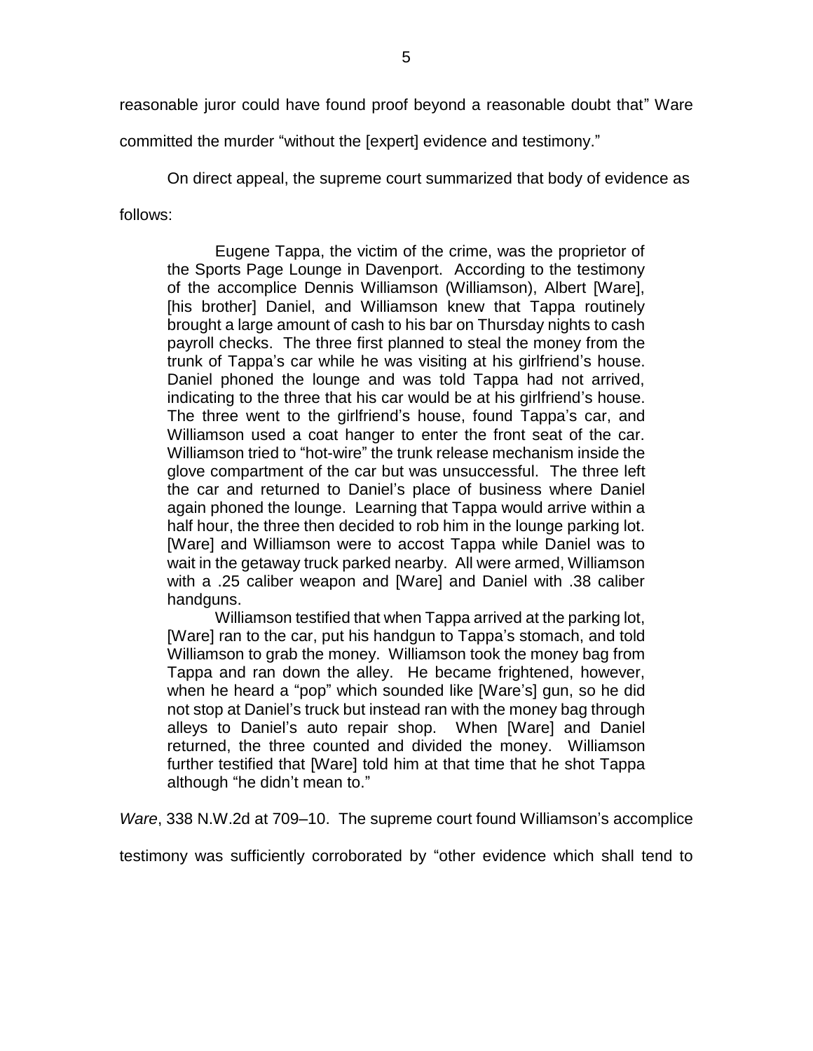reasonable juror could have found proof beyond a reasonable doubt that" Ware committed the murder "without the [expert] evidence and testimony."

On direct appeal, the supreme court summarized that body of evidence as follows:

> Eugene Tappa, the victim of the crime, was the proprietor of the Sports Page Lounge in Davenport. According to the testimony of the accomplice Dennis Williamson (Williamson), Albert [Ware], [his brother] Daniel, and Williamson knew that Tappa routinely brought a large amount of cash to his bar on Thursday nights to cash payroll checks. The three first planned to steal the money from the trunk of Tappa's car while he was visiting at his girlfriend's house. Daniel phoned the lounge and was told Tappa had not arrived, indicating to the three that his car would be at his girlfriend's house. The three went to the girlfriend's house, found Tappa's car, and Williamson used a coat hanger to enter the front seat of the car. Williamson tried to "hot-wire" the trunk release mechanism inside the glove compartment of the car but was unsuccessful. The three left the car and returned to Daniel's place of business where Daniel again phoned the lounge. Learning that Tappa would arrive within a half hour, the three then decided to rob him in the lounge parking lot. [Ware] and Williamson were to accost Tappa while Daniel was to wait in the getaway truck parked nearby. All were armed, Williamson with a .25 caliber weapon and [Ware] and Daniel with .38 caliber handguns.
>
> Williamson testified that when Tappa arrived at the parking lot, [Ware] ran to the car, put his handgun to Tappa's stomach, and told Williamson to grab the money. Williamson took the money bag from Tappa and ran down the alley. He became frightened, however, when he heard a "pop" which sounded like [Ware's] gun, so he did not stop at Daniel's truck but instead ran with the money bag through alleys to Daniel's auto repair shop. When [Ware] and Daniel returned, the three counted and divided the money. Williamson further testified that [Ware] told him at that time that he shot Tappa although "he didn't mean to."

*Ware*, 338 N.W.2d at 709–10. The supreme court found Williamson's accomplice testimony was sufficiently corroborated by "other evidence which shall tend to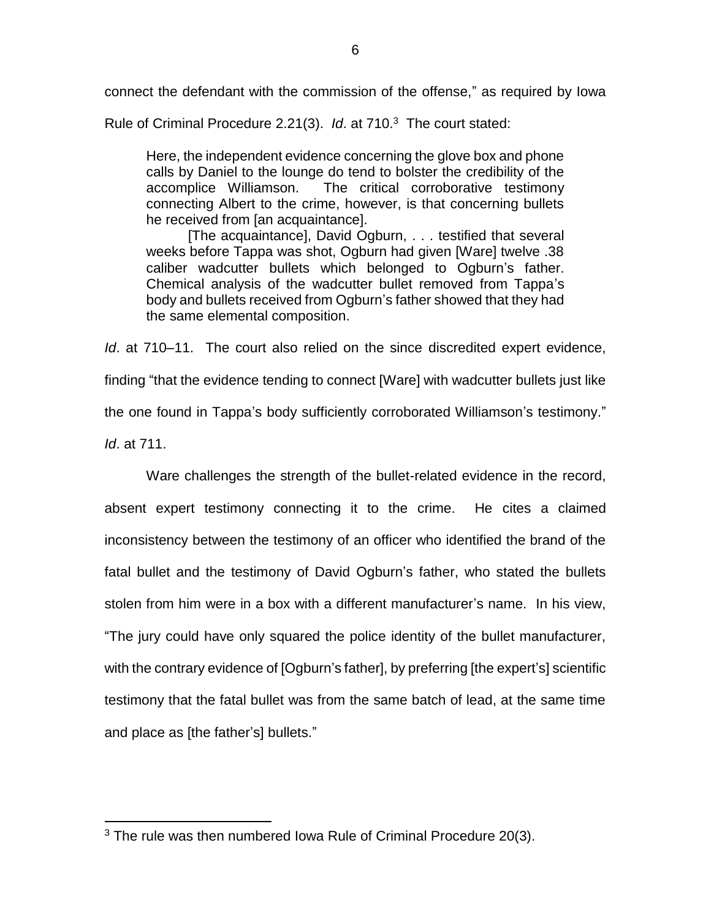connect the defendant with the commission of the offense," as required by Iowa Rule of Criminal Procedure 2.21(3). *Id*. at 710.[3] The court stated:

> Here, the independent evidence concerning the glove box and phone calls by Daniel to the lounge do tend to bolster the credibility of the accomplice Williamson. The critical corroborative testimony connecting Albert to the crime, however, is that concerning bullets he received from [an acquaintance].
>
> [The acquaintance], David Ogburn, . . . testified that several weeks before Tappa was shot, Ogburn had given [Ware] twelve .38 caliber wadcutter bullets which belonged to Ogburn's father. Chemical analysis of the wadcutter bullet removed from Tappa's body and bullets received from Ogburn's father showed that they had the same elemental composition.

*Id*. at 710–11. The court also relied on the since discredited expert evidence, finding "that the evidence tending to connect [Ware] with wadcutter bullets just like the one found in Tappa's body sufficiently corroborated Williamson's testimony." *Id*. at 711.

Ware challenges the strength of the bullet-related evidence in the record, absent expert testimony connecting it to the crime. He cites a claimed inconsistency between the testimony of an officer who identified the brand of the fatal bullet and the testimony of David Ogburn's father, who stated the bullets stolen from him were in a box with a different manufacturer's name. In his view, "The jury could have only squared the police identity of the bullet manufacturer, with the contrary evidence of [Ogburn's father], by preferring [the expert's] scientific testimony that the fatal bullet was from the same batch of lead, at the same time and place as [the father's] bullets."

---

[3] The rule was then numbered Iowa Rule of Criminal Procedure 20(3).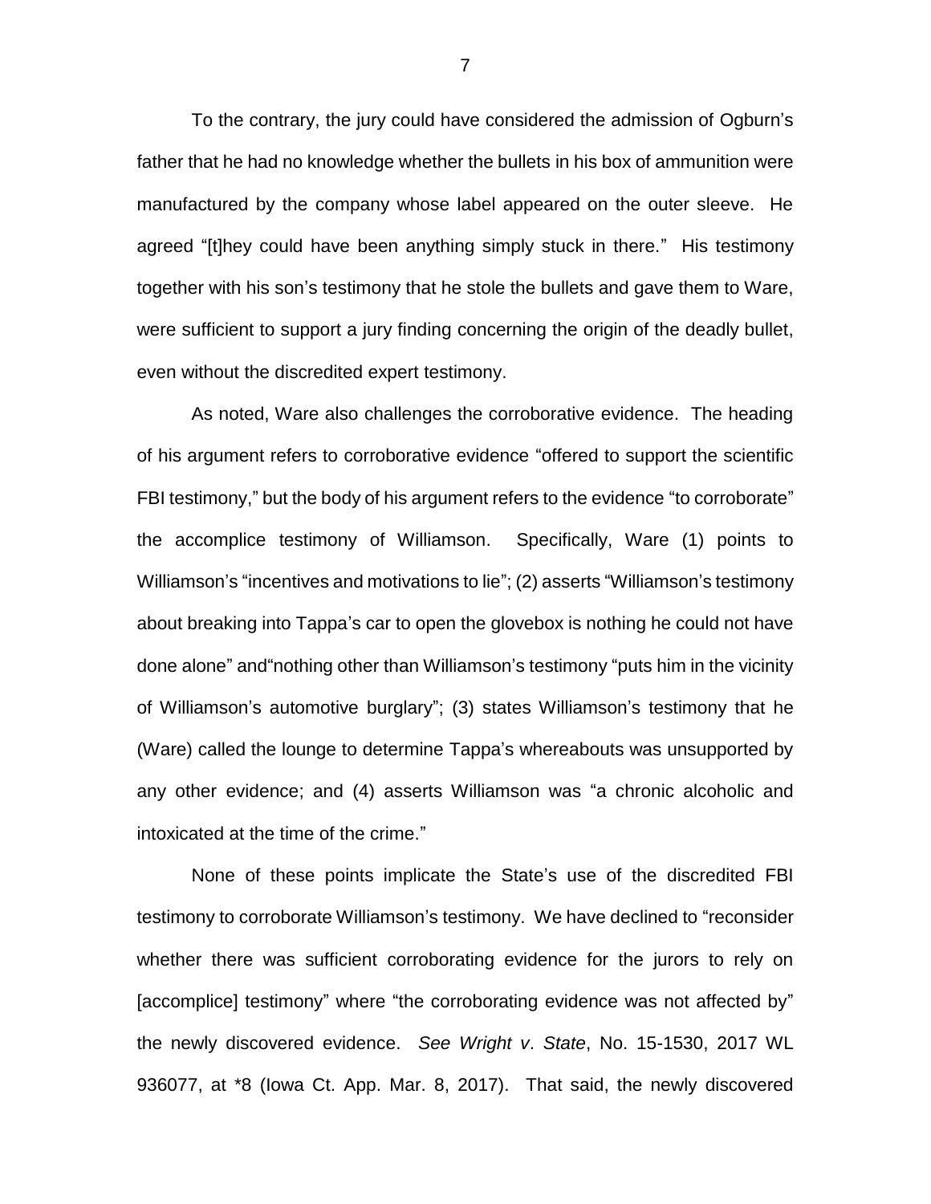To the contrary, the jury could have considered the admission of Ogburn's father that he had no knowledge whether the bullets in his box of ammunition were manufactured by the company whose label appeared on the outer sleeve. He agreed "[t]hey could have been anything simply stuck in there." His testimony together with his son's testimony that he stole the bullets and gave them to Ware, were sufficient to support a jury finding concerning the origin of the deadly bullet, even without the discredited expert testimony.

As noted, Ware also challenges the corroborative evidence. The heading of his argument refers to corroborative evidence "offered to support the scientific FBI testimony," but the body of his argument refers to the evidence "to corroborate" the accomplice testimony of Williamson. Specifically, Ware (1) points to Williamson's "incentives and motivations to lie"; (2) asserts "Williamson's testimony about breaking into Tappa's car to open the glovebox is nothing he could not have done alone" and"nothing other than Williamson's testimony "puts him in the vicinity of Williamson's automotive burglary"; (3) states Williamson's testimony that he (Ware) called the lounge to determine Tappa's whereabouts was unsupported by any other evidence; and (4) asserts Williamson was "a chronic alcoholic and intoxicated at the time of the crime."

None of these points implicate the State's use of the discredited FBI testimony to corroborate Williamson's testimony. We have declined to "reconsider whether there was sufficient corroborating evidence for the jurors to rely on [accomplice] testimony" where "the corroborating evidence was not affected by" the newly discovered evidence. *See Wright v. State*, No. 15-1530, 2017 WL 936077, at *8 (Iowa Ct. App. Mar. 8, 2017). That said, the newly discovered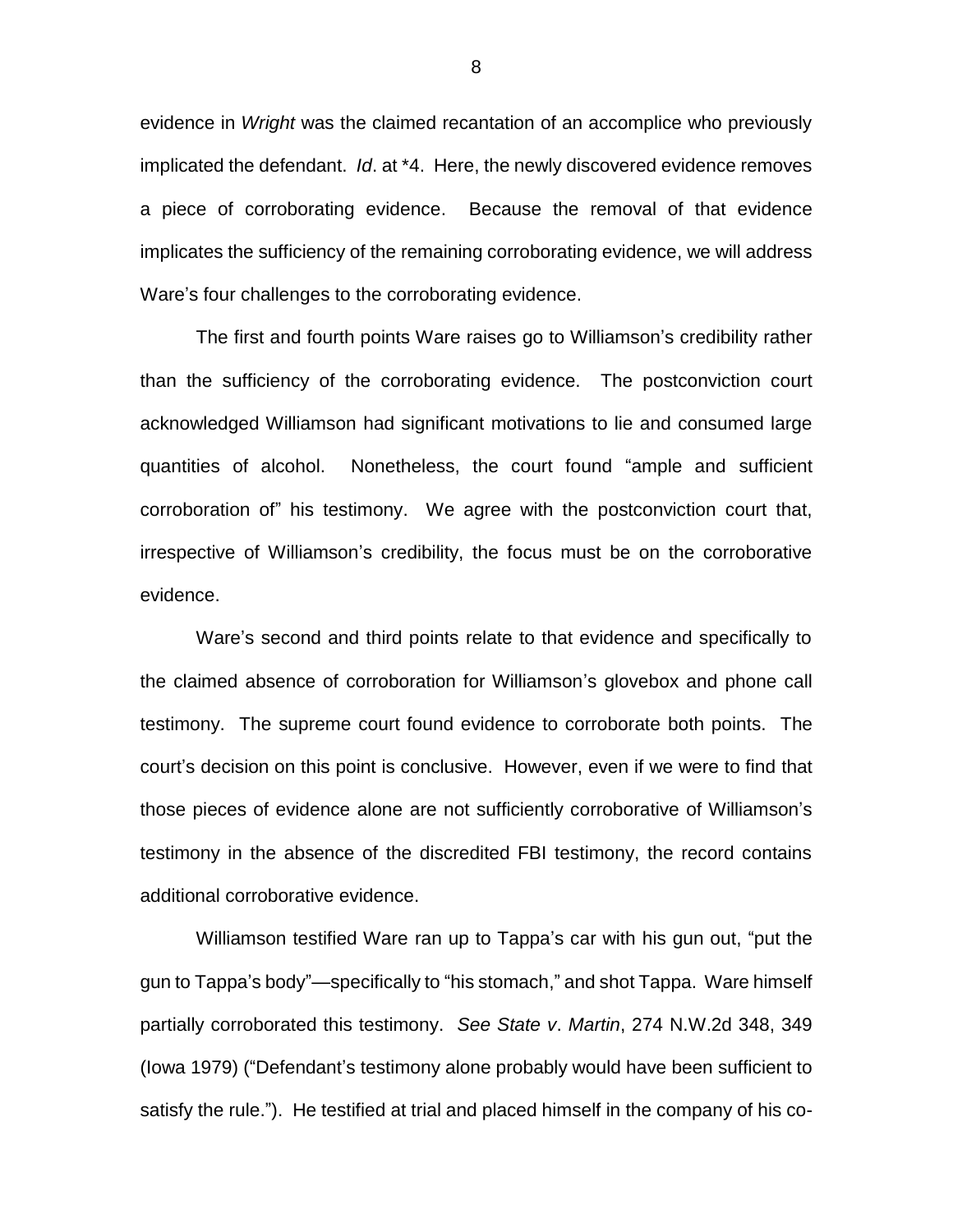evidence in *Wright* was the claimed recantation of an accomplice who previously implicated the defendant. *Id*. at *4. Here, the newly discovered evidence removes a piece of corroborating evidence. Because the removal of that evidence implicates the sufficiency of the remaining corroborating evidence, we will address Ware's four challenges to the corroborating evidence.

The first and fourth points Ware raises go to Williamson's credibility rather than the sufficiency of the corroborating evidence. The postconviction court acknowledged Williamson had significant motivations to lie and consumed large quantities of alcohol. Nonetheless, the court found "ample and sufficient corroboration of" his testimony. We agree with the postconviction court that, irrespective of Williamson's credibility, the focus must be on the corroborative evidence.

Ware's second and third points relate to that evidence and specifically to the claimed absence of corroboration for Williamson's glovebox and phone call testimony. The supreme court found evidence to corroborate both points. The court's decision on this point is conclusive. However, even if we were to find that those pieces of evidence alone are not sufficiently corroborative of Williamson's testimony in the absence of the discredited FBI testimony, the record contains additional corroborative evidence.

Williamson testified Ware ran up to Tappa's car with his gun out, "put the gun to Tappa's body"—specifically to "his stomach," and shot Tappa. Ware himself partially corroborated this testimony. *See State v. Martin*, 274 N.W.2d 348, 349 (Iowa 1979) ("Defendant's testimony alone probably would have been sufficient to satisfy the rule."). He testified at trial and placed himself in the company of his co-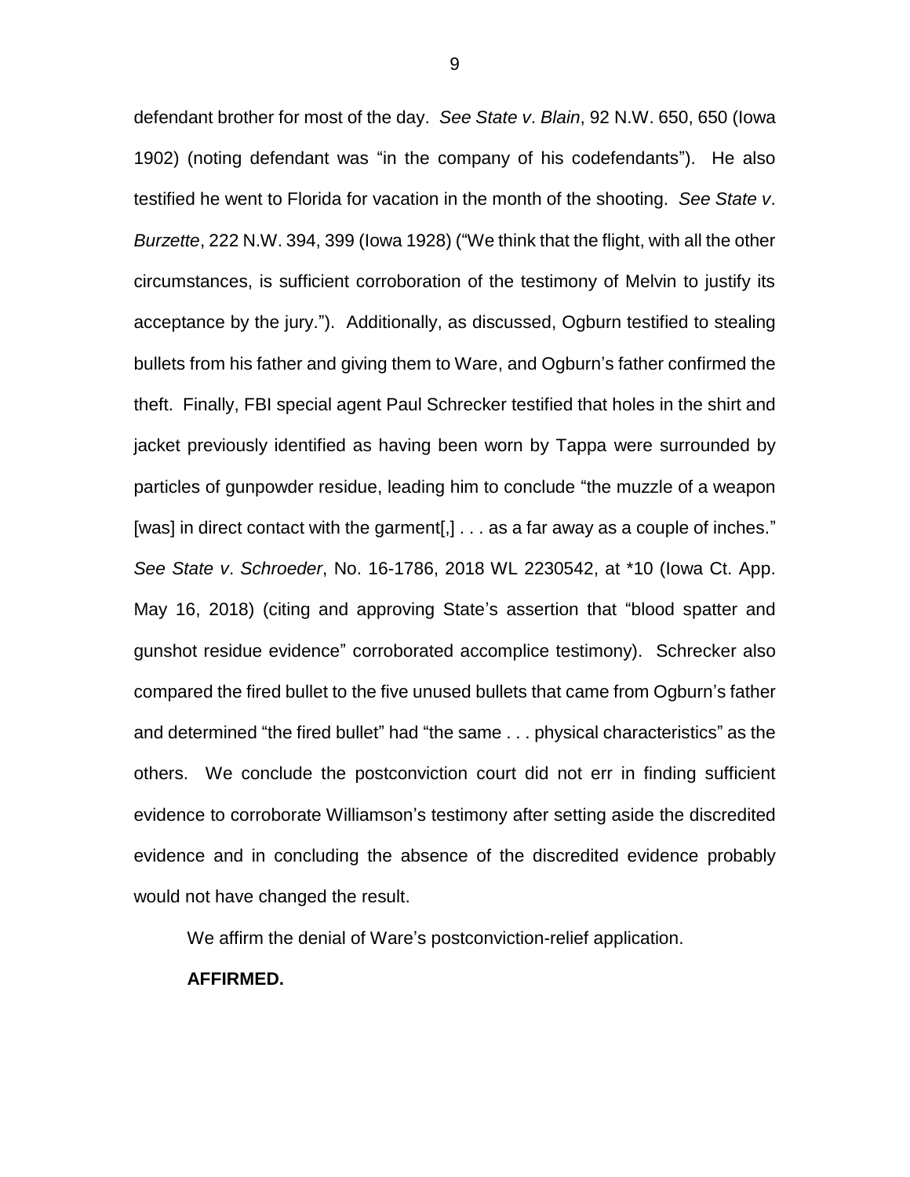defendant brother for most of the day. *See State v. Blain*, 92 N.W. 650, 650 (Iowa 1902) (noting defendant was "in the company of his codefendants"). He also testified he went to Florida for vacation in the month of the shooting. *See State v. Burzette*, 222 N.W. 394, 399 (Iowa 1928) ("We think that the flight, with all the other circumstances, is sufficient corroboration of the testimony of Melvin to justify its acceptance by the jury."). Additionally, as discussed, Ogburn testified to stealing bullets from his father and giving them to Ware, and Ogburn's father confirmed the theft. Finally, FBI special agent Paul Schrecker testified that holes in the shirt and jacket previously identified as having been worn by Tappa were surrounded by particles of gunpowder residue, leading him to conclude "the muzzle of a weapon [was] in direct contact with the garment[,] . . . as a far away as a couple of inches." *See State v. Schroeder*, No. 16-1786, 2018 WL 2230542, at *10 (Iowa Ct. App. May 16, 2018) (citing and approving State's assertion that "blood spatter and gunshot residue evidence" corroborated accomplice testimony). Schrecker also compared the fired bullet to the five unused bullets that came from Ogburn's father and determined "the fired bullet" had "the same . . . physical characteristics" as the others. We conclude the postconviction court did not err in finding sufficient evidence to corroborate Williamson's testimony after setting aside the discredited evidence and in concluding the absence of the discredited evidence probably would not have changed the result.

We affirm the denial of Ware's postconviction-relief application.

**AFFIRMED.**